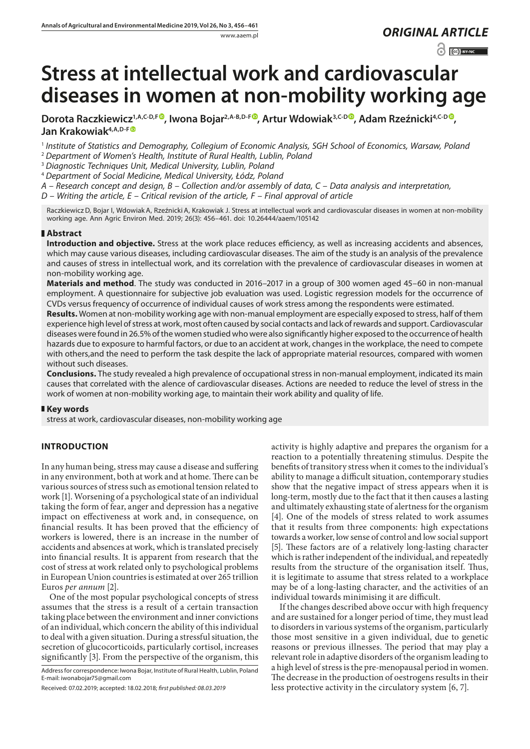*ORIGINAL ARTICLE*

# Stress at intellectual work and cardiovascular diseases in women at non-mobility working age

**Dorota Raczkiewicz[1,A,C-D,F], Iwona Bojar[2,A-B,D-F], Artur Wdowiak[3,C-D], Adam Rzeźnicki[4,C-D], Jan Krakowiak[4,A,D-F]**

[1] *Institute of Statistics and Demography, Collegium of Economic Analysis, SGH School of Economics, Warsaw, Poland*
[2] *Department of Women's Health, Institute of Rural Health, Lublin, Poland*
[3] *Diagnostic Techniques Unit, Medical University, Lublin, Poland*
[4] *Department of Social Medicine, Medical University, Łódź, Poland*

*A – Research concept and design, B – Collection and/or assembly of data, C – Data analysis and interpretation, D – Writing the article, E – Critical revision of the article, F – Final approval of article*

Raczkiewicz D, Bojar I, Wdowiak A, Rzeźnicki A, Krakowiak J. Stress at intellectual work and cardiovascular diseases in women at non-mobility working age. Ann Agric Environ Med. 2019; 26(3): 456–461. doi: 10.26444/aaem/105142

## Abstract

**Introduction and objective.** Stress at the work place reduces efficiency, as well as increasing accidents and absences, which may cause various diseases, including cardiovascular diseases. The aim of the study is an analysis of the prevalence and causes of stress in intellectual work, and its correlation with the prevalence of cardiovascular diseases in women at non-mobility working age.

**Materials and method**. The study was conducted in 2016–2017 in a group of 300 women aged 45–60 in non-manual employment. A questionnaire for subjective job evaluation was used. Logistic regression models for the occurrence of CVDs versus frequency of occurrence of individual causes of work stress among the respondents were estimated.

**Results.** Women at non-mobility working age with non-manual employment are especially exposed to stress, half of them experience high level of stress at work, most often caused by social contacts and lack of rewards and support. Cardiovascular diseases were found in 26.5% of the women studied who were also significantly higher exposed to the occurrence of health hazards due to exposure to harmful factors, or due to an accident at work, changes in the workplace, the need to compete with others,and the need to perform the task despite the lack of appropriate material resources, compared with women without such diseases.

**Conclusions.** The study revealed a high prevalence of occupational stress in non-manual employment, indicated its main causes that correlated with the alence of cardiovascular diseases. Actions are needed to reduce the level of stress in the work of women at non-mobility working age, to maintain their work ability and quality of life.

## Key words

stress at work, cardiovascular diseases, non-mobility working age

## INTRODUCTION

In any human being, stress may cause a disease and suffering in any environment, both at work and at home. There can be various sources of stress such as emotional tension related to work [1]. Worsening of a psychological state of an individual taking the form of fear, anger and depression has a negative impact on effectiveness at work and, in consequence, on financial results. It has been proved that the efficiency of workers is lowered, there is an increase in the number of accidents and absences at work, which is translated precisely into financial results. It is apparent from research that the cost of stress at work related only to psychological problems in European Union countries is estimated at over 265 trillion Euros *per annum* [2].

One of the most popular psychological concepts of stress assumes that the stress is a result of a certain transaction taking place between the environment and inner convictions of an individual, which concern the ability of this individual to deal with a given situation. During a stressful situation, the secretion of glucocorticoids, particularly cortisol, increases significantly [3]. From the perspective of the organism, this activity is highly adaptive and prepares the organism for a reaction to a potentially threatening stimulus. Despite the benefits of transitory stress when it comes to the individual's ability to manage a difficult situation, contemporary studies show that the negative impact of stress appears when it is long-term, mostly due to the fact that it then causes a lasting and ultimately exhausting state of alertness for the organism [4]. One of the models of stress related to work assumes that it results from three components: high expectations towards a worker, low sense of control and low social support [5]. These factors are of a relatively long-lasting character which is rather independent of the individual, and repeatedly results from the structure of the organisation itself. Thus, it is legitimate to assume that stress related to a workplace may be of a long-lasting character, and the activities of an individual towards minimising it are difficult.

If the changes described above occur with high frequency and are sustained for a longer period of time, they must lead to disorders in various systems of the organism, particularly those most sensitive in a given individual, due to genetic reasons or previous illnesses. The period that may play a relevant role in adaptive disorders of the organism leading to a high level of stress is the pre-menopausal period in women. The decrease in the production of oestrogens results in their less protective activity in the circulatory system [6, 7].

Address for correspondence: Iwona Bojar, Institute of Rural Health, Lublin, Poland
E-mail: iwonabojar75@gmail.com

Received: 07.02.2019; accepted: 18.02.2018; *first published: 08.03.2019*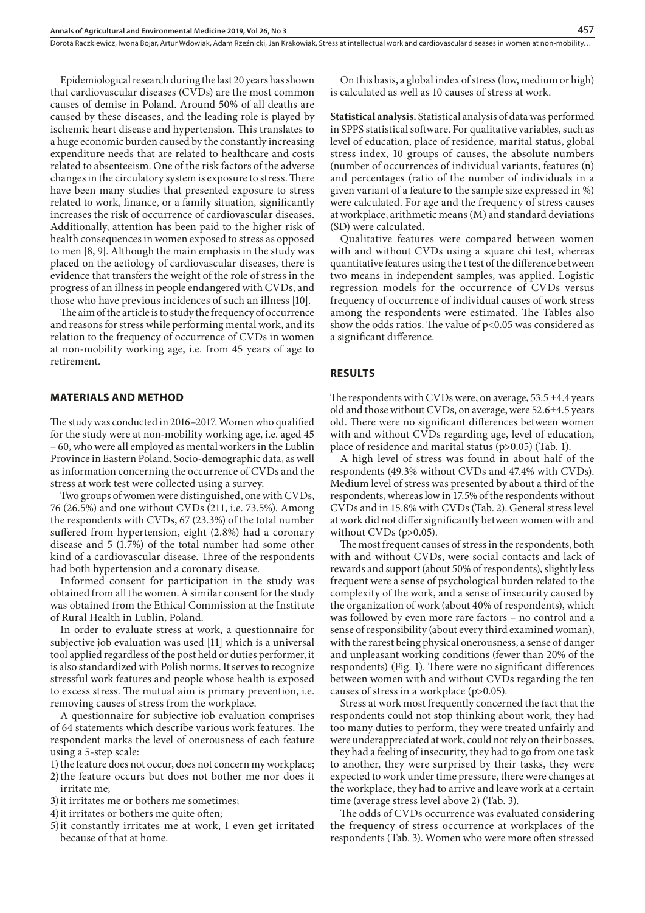Epidemiological research during the last 20 years has shown that cardiovascular diseases (CVDs) are the most common causes of demise in Poland. Around 50% of all deaths are caused by these diseases, and the leading role is played by ischemic heart disease and hypertension. This translates to a huge economic burden caused by the constantly increasing expenditure needs that are related to healthcare and costs related to absenteeism. One of the risk factors of the adverse changes in the circulatory system is exposure to stress. There have been many studies that presented exposure to stress related to work, finance, or a family situation, significantly increases the risk of occurrence of cardiovascular diseases. Additionally, attention has been paid to the higher risk of health consequences in women exposed to stress as opposed to men [8, 9]. Although the main emphasis in the study was placed on the aetiology of cardiovascular diseases, there is evidence that transfers the weight of the role of stress in the progress of an illness in people endangered with CVDs, and those who have previous incidences of such an illness [10].

The aim of the article is to study the frequency of occurrence and reasons for stress while performing mental work, and its relation to the frequency of occurrence of CVDs in women at non-mobility working age, i.e. from 45 years of age to retirement.

## MATERIALS AND METHOD

The study was conducted in 2016–2017. Women who qualified for the study were at non-mobility working age, i.e. aged 45 – 60, who were all employed as mental workers in the Lublin Province in Eastern Poland. Socio-demographic data, as well as information concerning the occurrence of CVDs and the stress at work test were collected using a survey.

Two groups of women were distinguished, one with CVDs, 76 (26.5%) and one without CVDs (211, i.e. 73.5%). Among the respondents with CVDs, 67 (23.3%) of the total number suffered from hypertension, eight (2.8%) had a coronary disease and 5 (1.7%) of the total number had some other kind of a cardiovascular disease. Three of the respondents had both hypertension and a coronary disease.

Informed consent for participation in the study was obtained from all the women. A similar consent for the study was obtained from the Ethical Commission at the Institute of Rural Health in Lublin, Poland.

In order to evaluate stress at work, a questionnaire for subjective job evaluation was used [11] which is a universal tool applied regardless of the post held or duties performer, it is also standardized with Polish norms. It serves to recognize stressful work features and people whose health is exposed to excess stress. The mutual aim is primary prevention, i.e. removing causes of stress from the workplace.

A questionnaire for subjective job evaluation comprises of 64 statements which describe various work features. The respondent marks the level of onerousness of each feature using a 5-step scale:

1) the feature does not occur, does not concern my workplace;
2) the feature occurs but does not bother me nor does it irritate me;
3) it irritates me or bothers me sometimes;
4) it irritates or bothers me quite often;
5) it constantly irritates me at work, I even get irritated because of that at home.

On this basis, a global index of stress (low, medium or high) is calculated as well as 10 causes of stress at work.

**Statistical analysis.** Statistical analysis of data was performed in SPPS statistical software. For qualitative variables, such as level of education, place of residence, marital status, global stress index, 10 groups of causes, the absolute numbers (number of occurrences of individual variants, features (n) and percentages (ratio of the number of individuals in a given variant of a feature to the sample size expressed in %) were calculated. For age and the frequency of stress causes at workplace, arithmetic means (M) and standard deviations (SD) were calculated.

Qualitative features were compared between women with and without CVDs using a square chi test, whereas quantitative features using the t test of the difference between two means in independent samples, was applied. Logistic regression models for the occurrence of CVDs versus frequency of occurrence of individual causes of work stress among the respondents were estimated. The Tables also show the odds ratios. The value of $p<0.05$ was considered as a significant difference.

## RESULTS

The respondents with CVDs were, on average, 53.5 ±4.4 years old and those without CVDs, on average, were 52.6±4.5 years old. There were no significant differences between women with and without CVDs regarding age, level of education, place of residence and marital status ($p>0.05$) (Tab. 1).

A high level of stress was found in about half of the respondents (49.3% without CVDs and 47.4% with CVDs). Medium level of stress was presented by about a third of the respondents, whereas low in 17.5% of the respondents without CVDs and in 15.8% with CVDs (Tab. 2). General stress level at work did not differ significantly between women with and without CVDs ($p>0.05$).

The most frequent causes of stress in the respondents, both with and without CVDs, were social contacts and lack of rewards and support (about 50% of respondents), slightly less frequent were a sense of psychological burden related to the complexity of the work, and a sense of insecurity caused by the organization of work (about 40% of respondents), which was followed by even more rare factors – no control and a sense of responsibility (about every third examined woman), with the rarest being physical onerousness, a sense of danger and unpleasant working conditions (fewer than 20% of the respondents) (Fig. 1). There were no significant differences between women with and without CVDs regarding the ten causes of stress in a workplace ($p>0.05$).

Stress at work most frequently concerned the fact that the respondents could not stop thinking about work, they had too many duties to perform, they were treated unfairly and were underappreciated at work, could not rely on their bosses, they had a feeling of insecurity, they had to go from one task to another, they were surprised by their tasks, they were expected to work under time pressure, there were changes at the workplace, they had to arrive and leave work at a certain time (average stress level above 2) (Tab. 3).

The odds of CVDs occurrence was evaluated considering the frequency of stress occurrence at workplaces of the respondents (Tab. 3). Women who were more often stressed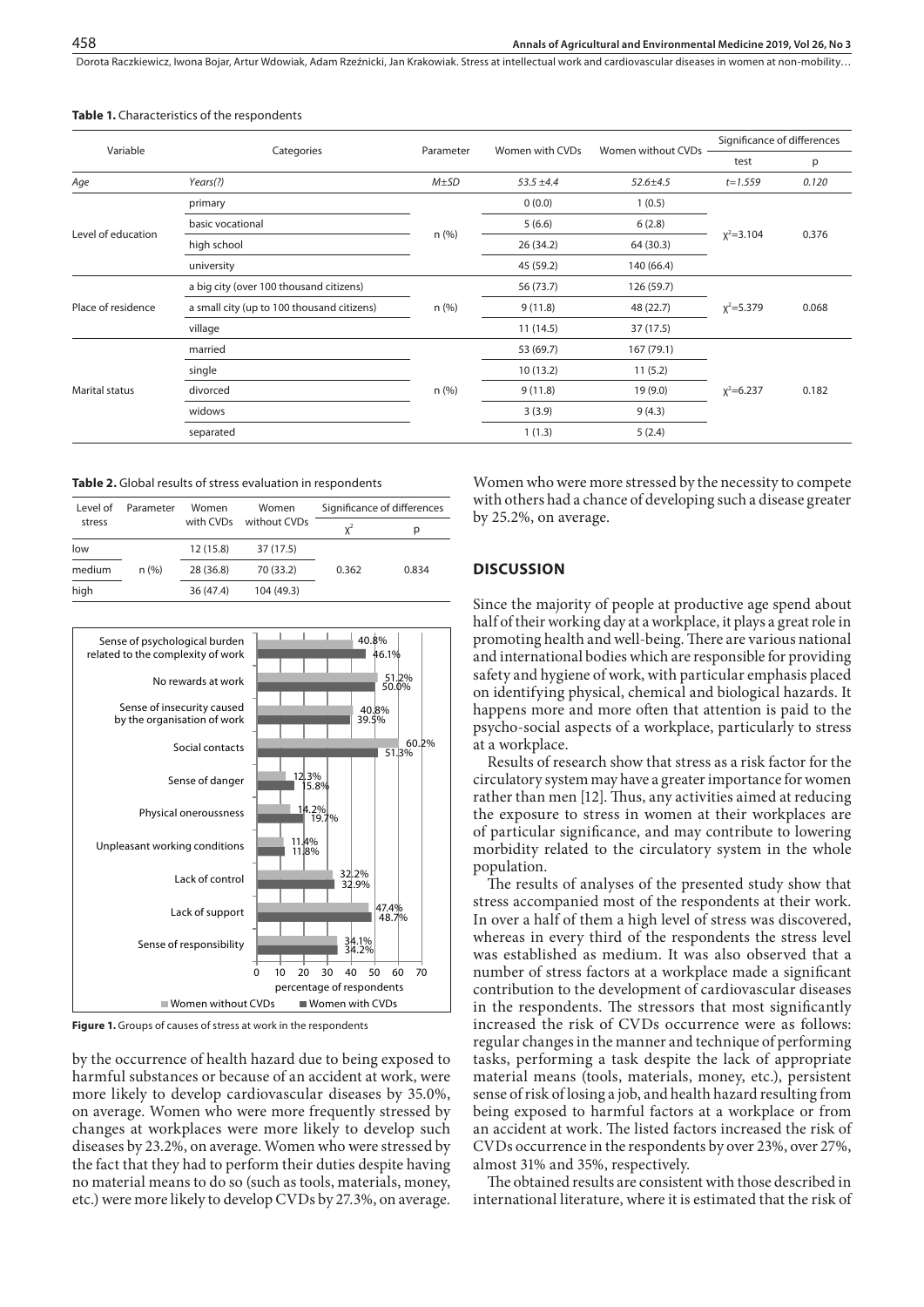**Table 1.** Characteristics of the respondents

| Variable | Categories | Parameter | Women with CVDs | Women without CVDs | Significance of differences | |
|---|---|---|---|---|---|---|
| | | | | | test | p |
| *Age* | *Years(?)* | *M±SD* | *53.5 ±4.4* | *52.6±4.5* | *t=1.559* | *0.120* |
| Level of education | primary | n (%) | 0 (0.0) | 1 (0.5) | $\chi^2$=3.104 | 0.376 |
| | basic vocational | | 5 (6.6) | 6 (2.8) | | |
| | high school | | 26 (34.2) | 64 (30.3) | | |
| | university | | 45 (59.2) | 140 (66.4) | | |
| Place of residence | a big city (over 100 thousand citizens) | n (%) | 56 (73.7) | 126 (59.7) | $\chi^2$=5.379 | 0.068 |
| | a small city (up to 100 thousand citizens) | | 9 (11.8) | 48 (22.7) | | |
| | village | | 11 (14.5) | 37 (17.5) | | |
| Marital status | married | n (%) | 53 (69.7) | 167 (79.1) | $\chi^2$=6.237 | 0.182 |
| | single | | 10 (13.2) | 11 (5.2) | | |
| | divorced | | 9 (11.8) | 19 (9.0) | | |
| | widows | | 3 (3.9) | 9 (4.3) | | |
| | separated | | 1 (1.3) | 5 (2.4) | | |

**Table 2.** Global results of stress evaluation in respondents

| Level of stress | Parameter | Women with CVDs | Women without CVDs | Significance of differences | |
|---|---|---|---|---|---|
| | | | | $\chi^2$ | p |
| low | n (%) | 12 (15.8) | 37 (17.5) | 0.362 | 0.834 |
| medium | | 28 (36.8) | 70 (33.2) | | |
| high | | 36 (47.4) | 104 (49.3) | | |

**Figure 1.** Groups of causes of stress at work in the respondents

by the occurrence of health hazard due to being exposed to harmful substances or because of an accident at work, were more likely to develop cardiovascular diseases by 35.0%, on average. Women who were more frequently stressed by changes at workplaces were more likely to develop such diseases by 23.2%, on average. Women who were stressed by the fact that they had to perform their duties despite having no material means to do so (such as tools, materials, money, etc.) were more likely to develop CVDs by 27.3%, on average. Women who were more stressed by the necessity to compete with others had a chance of developing such a disease greater by 25.2%, on average.

## DISCUSSION

Since the majority of people at productive age spend about half of their working day at a workplace, it plays a great role in promoting health and well-being. There are various national and international bodies which are responsible for providing safety and hygiene of work, with particular emphasis placed on identifying physical, chemical and biological hazards. It happens more and more often that attention is paid to the psycho-social aspects of a workplace, particularly to stress at a workplace.

Results of research show that stress as a risk factor for the circulatory system may have a greater importance for women rather than men [12]. Thus, any activities aimed at reducing the exposure to stress in women at their workplaces are of particular significance, and may contribute to lowering morbidity related to the circulatory system in the whole population.

The results of analyses of the presented study show that stress accompanied most of the respondents at their work. In over a half of them a high level of stress was discovered, whereas in every third of the respondents the stress level was established as medium. It was also observed that a number of stress factors at a workplace made a significant contribution to the development of cardiovascular diseases in the respondents. The stressors that most significantly increased the risk of CVDs occurrence were as follows: regular changes in the manner and technique of performing tasks, performing a task despite the lack of appropriate material means (tools, materials, money, etc.), persistent sense of risk of losing a job, and health hazard resulting from being exposed to harmful factors at a workplace or from an accident at work. The listed factors increased the risk of CVDs occurrence in the respondents by over 23%, over 27%, almost 31% and 35%, respectively.

The obtained results are consistent with those described in international literature, where it is estimated that the risk of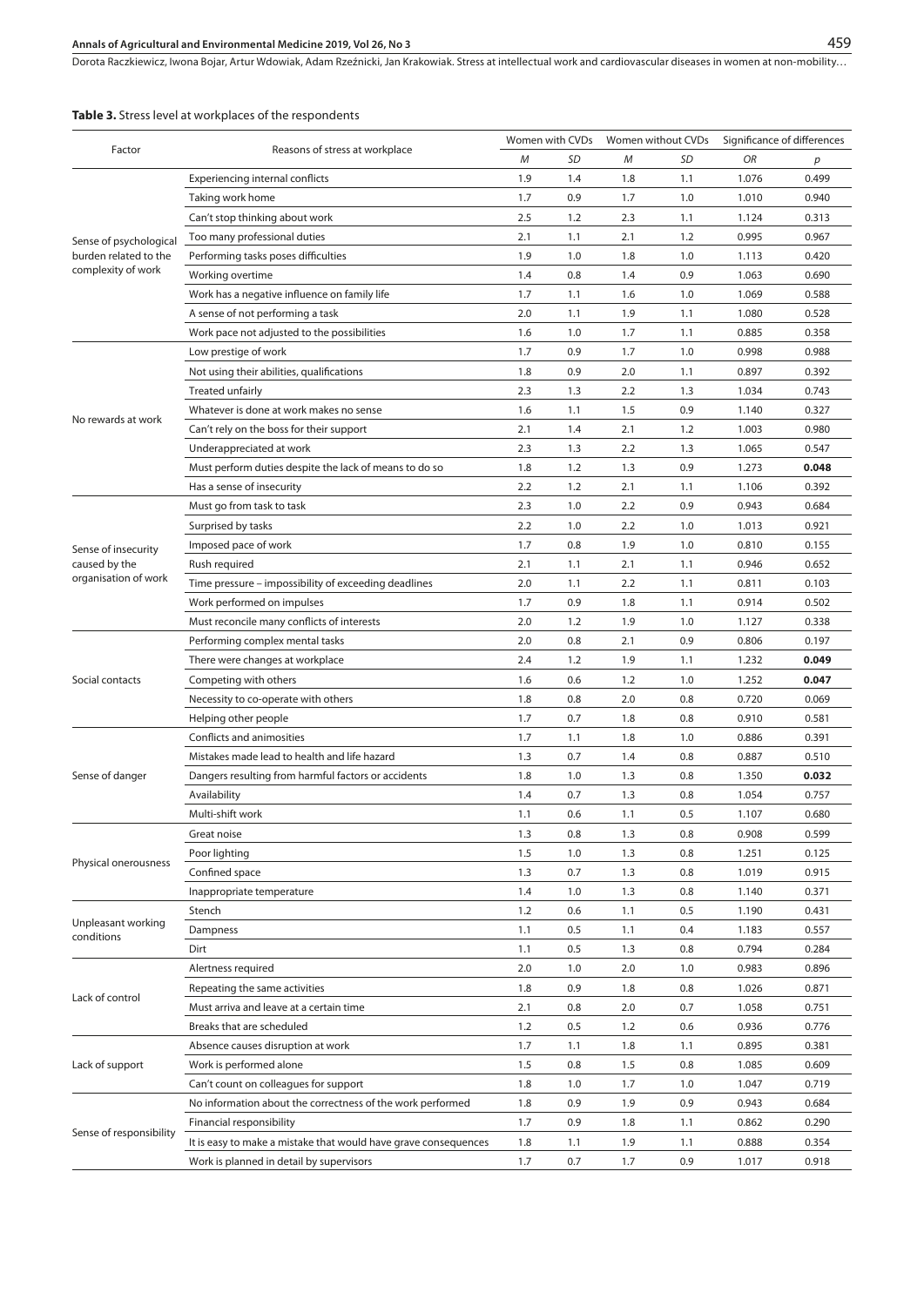**Table 3.** Stress level at workplaces of the respondents

| Factor | Reasons of stress at workplace | Women with CVDs | | Women without CVDs | | Significance of differences | |
|---|---|---|---|---|---|---|---|
| | | *M* | *SD* | *M* | *SD* | *OR* | *p* |
| Sense of psychological burden related to the complexity of work | Experiencing internal conflicts | 1.9 | 1.4 | 1.8 | 1.1 | 1.076 | 0.499 |
| | Taking work home | 1.7 | 0.9 | 1.7 | 1.0 | 1.010 | 0.940 |
| | Can't stop thinking about work | 2.5 | 1.2 | 2.3 | 1.1 | 1.124 | 0.313 |
| | Too many professional duties | 2.1 | 1.1 | 2.1 | 1.2 | 0.995 | 0.967 |
| | Performing tasks poses difficulties | 1.9 | 1.0 | 1.8 | 1.0 | 1.113 | 0.420 |
| | Working overtime | 1.4 | 0.8 | 1.4 | 0.9 | 1.063 | 0.690 |
| | Work has a negative influence on family life | 1.7 | 1.1 | 1.6 | 1.0 | 1.069 | 0.588 |
| | A sense of not performing a task | 2.0 | 1.1 | 1.9 | 1.1 | 1.080 | 0.528 |
| | Work pace not adjusted to the possibilities | 1.6 | 1.0 | 1.7 | 1.1 | 0.885 | 0.358 |
| No rewards at work | Low prestige of work | 1.7 | 0.9 | 1.7 | 1.0 | 0.998 | 0.988 |
| | Not using their abilities, qualifications | 1.8 | 0.9 | 2.0 | 1.1 | 0.897 | 0.392 |
| | Treated unfairly | 2.3 | 1.3 | 2.2 | 1.3 | 1.034 | 0.743 |
| | Whatever is done at work makes no sense | 1.6 | 1.1 | 1.5 | 0.9 | 1.140 | 0.327 |
| | Can't rely on the boss for their support | 2.1 | 1.4 | 2.1 | 1.2 | 1.003 | 0.980 |
| | Underappreciated at work | 2.3 | 1.3 | 2.2 | 1.3 | 1.065 | 0.547 |
| | Must perform duties despite the lack of means to do so | 1.8 | 1.2 | 1.3 | 0.9 | 1.273 | **0.048** |
| | Has a sense of insecurity | 2.2 | 1.2 | 2.1 | 1.1 | 1.106 | 0.392 |
| Sense of insecurity caused by the organisation of work | Must go from task to task | 2.3 | 1.0 | 2.2 | 0.9 | 0.943 | 0.684 |
| | Surprised by tasks | 2.2 | 1.0 | 2.2 | 1.0 | 1.013 | 0.921 |
| | Imposed pace of work | 1.7 | 0.8 | 1.9 | 1.0 | 0.810 | 0.155 |
| | Rush required | 2.1 | 1.1 | 2.1 | 1.1 | 0.946 | 0.652 |
| | Time pressure – impossibility of exceeding deadlines | 2.0 | 1.1 | 2.2 | 1.1 | 0.811 | 0.103 |
| | Work performed on impulses | 1.7 | 0.9 | 1.8 | 1.1 | 0.914 | 0.502 |
| | Must reconcile many conflicts of interests | 2.0 | 1.2 | 1.9 | 1.0 | 1.127 | 0.338 |
| Social contacts | Performing complex mental tasks | 2.0 | 0.8 | 2.1 | 0.9 | 0.806 | 0.197 |
| | There were changes at workplace | 2.4 | 1.2 | 1.9 | 1.1 | 1.232 | **0.049** |
| | Competing with others | 1.6 | 0.6 | 1.2 | 1.0 | 1.252 | **0.047** |
| | Necessity to co-operate with others | 1.8 | 0.8 | 2.0 | 0.8 | 0.720 | 0.069 |
| | Helping other people | 1.7 | 0.7 | 1.8 | 0.8 | 0.910 | 0.581 |
| Sense of danger | Conflicts and animosities | 1.7 | 1.1 | 1.8 | 1.0 | 0.886 | 0.391 |
| | Mistakes made lead to health and life hazard | 1.3 | 0.7 | 1.4 | 0.8 | 0.887 | 0.510 |
| | Dangers resulting from harmful factors or accidents | 1.8 | 1.0 | 1.3 | 0.8 | 1.350 | **0.032** |
| | Availability | 1.4 | 0.7 | 1.3 | 0.8 | 1.054 | 0.757 |
| | Multi-shift work | 1.1 | 0.6 | 1.1 | 0.5 | 1.107 | 0.680 |
| Physical onerousness | Great noise | 1.3 | 0.8 | 1.3 | 0.8 | 0.908 | 0.599 |
| | Poor lighting | 1.5 | 1.0 | 1.3 | 0.8 | 1.251 | 0.125 |
| | Confined space | 1.3 | 0.7 | 1.3 | 0.8 | 1.019 | 0.915 |
| | Inappropriate temperature | 1.4 | 1.0 | 1.3 | 0.8 | 1.140 | 0.371 |
| Unpleasant working conditions | Stench | 1.2 | 0.6 | 1.1 | 0.5 | 1.190 | 0.431 |
| | Dampness | 1.1 | 0.5 | 1.1 | 0.4 | 1.183 | 0.557 |
| | Dirt | 1.1 | 0.5 | 1.3 | 0.8 | 0.794 | 0.284 |
| Lack of control | Alertness required | 2.0 | 1.0 | 2.0 | 1.0 | 0.983 | 0.896 |
| | Repeating the same activities | 1.8 | 0.9 | 1.8 | 0.8 | 1.026 | 0.871 |
| | Must arriva and leave at a certain time | 2.1 | 0.8 | 2.0 | 0.7 | 1.058 | 0.751 |
| | Breaks that are scheduled | 1.2 | 0.5 | 1.2 | 0.6 | 0.936 | 0.776 |
| Lack of support | Absence causes disruption at work | 1.7 | 1.1 | 1.8 | 1.1 | 0.895 | 0.381 |
| | Work is performed alone | 1.5 | 0.8 | 1.5 | 0.8 | 1.085 | 0.609 |
| | Can't count on colleagues for support | 1.8 | 1.0 | 1.7 | 1.0 | 1.047 | 0.719 |
| Sense of responsibility | No information about the correctness of the work performed | 1.8 | 0.9 | 1.9 | 0.9 | 0.943 | 0.684 |
| | Financial responsibility | 1.7 | 0.9 | 1.8 | 1.1 | 0.862 | 0.290 |
| | It is easy to make a mistake that would have grave consequences | 1.8 | 1.1 | 1.9 | 1.1 | 0.888 | 0.354 |
| | Work is planned in detail by supervisors | 1.7 | 0.7 | 1.7 | 0.9 | 1.017 | 0.918 |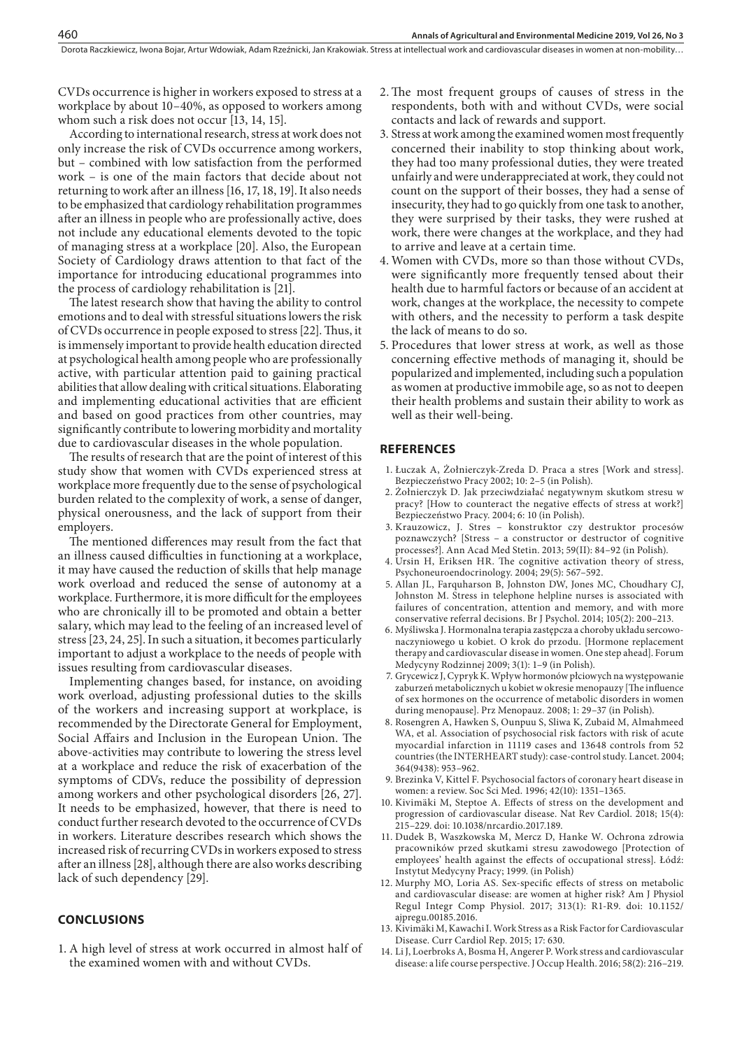CVDs occurrence is higher in workers exposed to stress at a workplace by about 10–40%, as opposed to workers among whom such a risk does not occur [13, 14, 15].

According to international research, stress at work does not only increase the risk of CVDs occurrence among workers, but – combined with low satisfaction from the performed work – is one of the main factors that decide about not returning to work after an illness [16, 17, 18, 19]. It also needs to be emphasized that cardiology rehabilitation programmes after an illness in people who are professionally active, does not include any educational elements devoted to the topic of managing stress at a workplace [20]. Also, the European Society of Cardiology draws attention to that fact of the importance for introducing educational programmes into the process of cardiology rehabilitation is [21].

The latest research show that having the ability to control emotions and to deal with stressful situations lowers the risk of CVDs occurrence in people exposed to stress [22]. Thus, it is immensely important to provide health education directed at psychological health among people who are professionally active, with particular attention paid to gaining practical abilities that allow dealing with critical situations. Elaborating and implementing educational activities that are efficient and based on good practices from other countries, may significantly contribute to lowering morbidity and mortality due to cardiovascular diseases in the whole population.

The results of research that are the point of interest of this study show that women with CVDs experienced stress at workplace more frequently due to the sense of psychological burden related to the complexity of work, a sense of danger, physical onerousness, and the lack of support from their employers.

The mentioned differences may result from the fact that an illness caused difficulties in functioning at a workplace, it may have caused the reduction of skills that help manage work overload and reduced the sense of autonomy at a workplace. Furthermore, it is more difficult for the employees who are chronically ill to be promoted and obtain a better salary, which may lead to the feeling of an increased level of stress [23, 24, 25]. In such a situation, it becomes particularly important to adjust a workplace to the needs of people with issues resulting from cardiovascular diseases.

Implementing changes based, for instance, on avoiding work overload, adjusting professional duties to the skills of the workers and increasing support at workplace, is recommended by the Directorate General for Employment, Social Affairs and Inclusion in the European Union. The above-activities may contribute to lowering the stress level at a workplace and reduce the risk of exacerbation of the symptoms of CDVs, reduce the possibility of depression among workers and other psychological disorders [26, 27]. It needs to be emphasized, however, that there is need to conduct further research devoted to the occurrence of CVDs in workers. Literature describes research which shows the increased risk of recurring CVDs in workers exposed to stress after an illness [28], although there are also works describing lack of such dependency [29].

## CONCLUSIONS

1. A high level of stress at work occurred in almost half of the examined women with and without CVDs.
2. The most frequent groups of causes of stress in the respondents, both with and without CVDs, were social contacts and lack of rewards and support.
3. Stress at work among the examined women most frequently concerned their inability to stop thinking about work, they had too many professional duties, they were treated unfairly and were underappreciated at work, they could not count on the support of their bosses, they had a sense of insecurity, they had to go quickly from one task to another, they were surprised by their tasks, they were rushed at work, there were changes at the workplace, and they had to arrive and leave at a certain time.
4. Women with CVDs, more so than those without CVDs, were significantly more frequently tensed about their health due to harmful factors or because of an accident at work, changes at the workplace, the necessity to compete with others, and the necessity to perform a task despite the lack of means to do so.
5. Procedures that lower stress at work, as well as those concerning effective methods of managing it, should be popularized and implemented, including such a population as women at productive immobile age, so as not to deepen their health problems and sustain their ability to work as well as their well-being.

## REFERENCES

1. Łuczak A, Żołnierczyk-Zreda D. Praca a stres [Work and stress]. Bezpieczeństwo Pracy 2002; 10: 2–5 (in Polish).
2. Żołnierczyk D. Jak przeciwdziałać negatywnym skutkom stresu w pracy? [How to counteract the negative effects of stress at work?] Bezpieczeństwo Pracy. 2004; 6: 10 (in Polish).
3. Krauzowicz, J. Stres – konstruktor czy destruktor procesów poznawczych? [Stress – a constructor or destructor of cognitive processes?]. Ann Acad Med Stetin. 2013; 59(II): 84–92 (in Polish).
4. Ursin H, Eriksen HR. The cognitive activation theory of stress, Psychoneuroendocrinology. 2004; 29(5): 567–592.
5. Allan JL, Farquharson B, Johnston DW, Jones MC, Choudhary CJ, Johnston M. Stress in telephone helpline nurses is associated with failures of concentration, attention and memory, and with more conservative referral decisions. Br J Psychol. 2014; 105(2): 200–213.
6. Myśliwska J. Hormonalna terapia zastępcza a choroby układu sercowo-naczyniowego u kobiet. O krok do przodu. [Hormone replacement therapy and cardiovascular disease in women. One step ahead]. Forum Medycyny Rodzinnej 2009; 3(1): 1–9 (in Polish).
7. Grycewicz J, Cypryk K. Wpływ hormonów płciowych na występowanie zaburzeń metabolicznych u kobiet w okresie menopauzy [The influence of sex hormones on the occurrence of metabolic disorders in women during menopause]. Prz Menopauz. 2008; 1: 29–37 (in Polish).
8. Rosengren A, Hawken S, Ounpuu S, Sliwa K, Zubaid M, Almahmeed WA, et al. Association of psychosocial risk factors with risk of acute myocardial infarction in 11119 cases and 13648 controls from 52 countries (the INTERHEART study): case-control study. Lancet. 2004; 364(9438): 953–962.
9. Brezinka V, Kittel F. Psychosocial factors of coronary heart disease in women: a review. Soc Sci Med. 1996; 42(10): 1351–1365.
10. Kivimäki M, Steptoe A. Effects of stress on the development and progression of cardiovascular disease. Nat Rev Cardiol. 2018; 15(4): 215–229. doi: 10.1038/nrcardio.2017.189.
11. Dudek B, Waszkowska M, Mercz D, Hanke W. Ochrona zdrowia pracowników przed skutkami stresu zawodowego [Protection of employees' health against the effects of occupational stress]. Łódź: Instytut Medycyny Pracy; 1999. (in Polish)
12. Murphy MO, Loria AS. Sex-specific effects of stress on metabolic and cardiovascular disease: are women at higher risk? Am J Physiol Regul Integr Comp Physiol. 2017; 313(1): R1-R9. doi: 10.1152/ajpregu.00185.2016.
13. Kivimäki M, Kawachi I. Work Stress as a Risk Factor for Cardiovascular Disease. Curr Cardiol Rep. 2015; 17: 630.
14. Li J, Loerbroks A, Bosma H, Angerer P. Work stress and cardiovascular disease: a life course perspective. J Occup Health. 2016; 58(2): 216–219.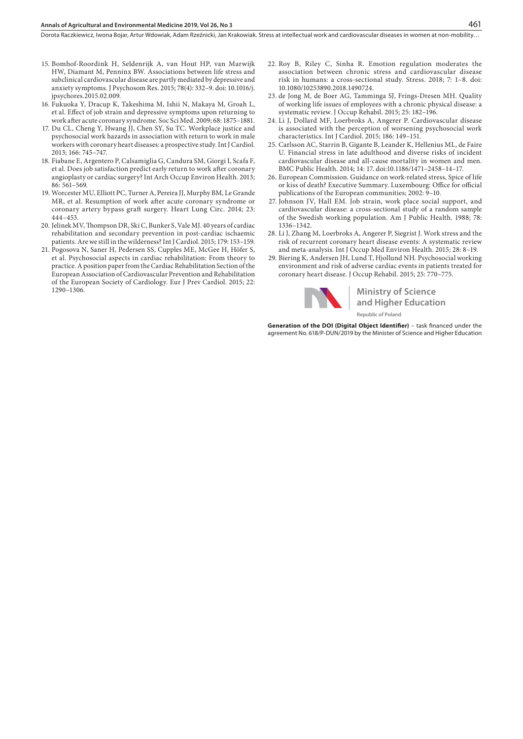15. Bomhof-Roordink H, Seldenrijk A, van Hout HP, van Marwijk HW, Diamant M, Penninx BW. Associations between life stress and subclinical cardiovascular disease are partly mediated by depressive and anxiety symptoms. J Psychosom Res. 2015; 78(4): 332–9. doi: 10.1016/j.jpsychores.2015.02.009.
16. Fukuoka Y, Dracup K, Takeshima M, Ishii N, Makaya M, Groah L, et al. Effect of job strain and depressive symptoms upon returning to work after acute coronary syndrome. Soc Sci Med. 2009; 68: 1875–1881.
17. Du CL, Cheng Y, Hwang JJ, Chen SY, Su TC. Workplace justice and psychosocial work hazards in association with return to work in male workers with coronary heart diseases: a prospective study. Int J Cardiol. 2013; 166: 745–747.
18. Fiabane E, Argentero P, Calsamiglia G, Candura SM, Giorgi I, Scafa F, et al. Does job satisfaction predict early return to work after coronary angioplasty or cardiac surgery? Int Arch Occup Environ Health. 2013; 86: 561–569.
19. Worcester MU, Elliott PC, Turner A, Pereira JJ, Murphy BM, Le Grande MR, et al. Resumption of work after acute coronary syndrome or coronary artery bypass graft surgery. Heart Lung Circ. 2014; 23: 444–453.
20. Jelinek MV, Thompson DR, Ski C, Bunker S, Vale MJ. 40 years of cardiac rehabilitation and secondary prevention in post-cardiac ischaemic patients. Are we still in the wilderness? Int J Cardiol. 2015; 179: 153–159.
21. Pogosova N, Saner H, Pedersen SS, Cupples ME, McGee H, Höfer S, et al. Psychosocial aspects in cardiac rehabilitation: From theory to practice. A position paper from the Cardiac Rehabilitation Section of the European Association of Cardiovascular Prevention and Rehabilitation of the European Society of Cardiology. Eur J Prev Cardiol. 2015; 22: 1290–1306.
22. Roy B, Riley C, Sinha R. Emotion regulation moderates the association between chronic stress and cardiovascular disease risk in humans: a cross-sectional study. Stress. 2018; 7: 1–8. doi: 10.1080/10253890.2018.1490724.
23. de Jong M, de Boer AG, Tamminga SJ, Frings-Dresen MH. Quality of working life issues of employees with a chronic physical disease: a systematic review. J Occup Rehabil. 2015; 25: 182–196.
24. Li J, Dollard MF, Loerbroks A, Angerer P. Cardiovascular disease is associated with the perception of worsening psychosocial work characteristics. Int J Cardiol. 2015; 186: 149–151.
25. Carlsson AC, Starrin B, Gigante B, Leander K, Hellenius ML, de Faire U. Financial stress in late adulthood and diverse risks of incident cardiovascular disease and all-cause mortality in women and men. BMC Public Health. 2014; 14: 17. doi:10.1186/1471–2458–14–17.
26. European Commission. Guidance on work-related stress, Spice of life or kiss of death? Executive Summary. Luxembourg: Office for official publications of the European communities; 2002: 9–10.
27. Johnson JV, Hall EM. Job strain, work place social support, and cardiovascular disease: a cross-sectional study of a random sample of the Swedish working population. Am J Public Health. 1988; 78: 1336–1342.
28. Li J, Zhang M, Loerbroks A, Angerer P, Siegrist J. Work stress and the risk of recurrent coronary heart disease events: A systematic review and meta-analysis. Int J Occup Med Environ Health. 2015; 28: 8–19.
29. Biering K, Andersen JH, Lund T, Hjollund NH. Psychosocial working environment and risk of adverse cardiac events in patients treated for coronary heart disease. J Occup Rehabil. 2015; 25: 770–775.

Ministry of Science and Higher Education
Republic of Poland

**Generation of the DOI (Digital Object Identifier)** – task financed under the agreement No. 618/P-DUN/2019 by the Minister of Science and Higher Education